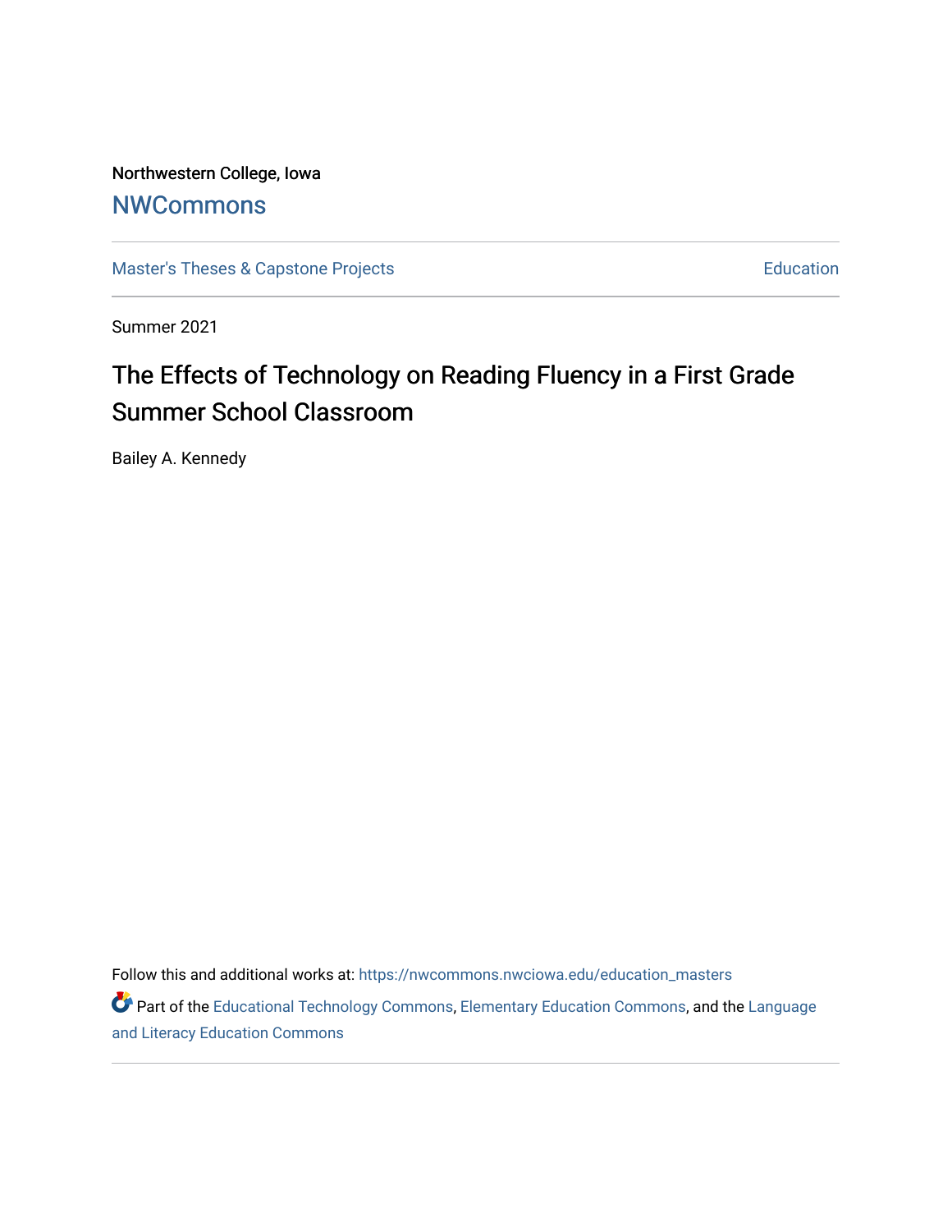Northwestern College, Iowa

NWCommons

Master's Theses & Capstone Projects

Education

Summer 2021

# The Effects of Technology on Reading Fluency in a First Grade Summer School Classroom

Bailey A. Kennedy

Follow this and additional works at: https://nwcommons.nwciowa.edu/education_masters

Part of the Educational Technology Commons, Elementary Education Commons, and the Language and Literacy Education Commons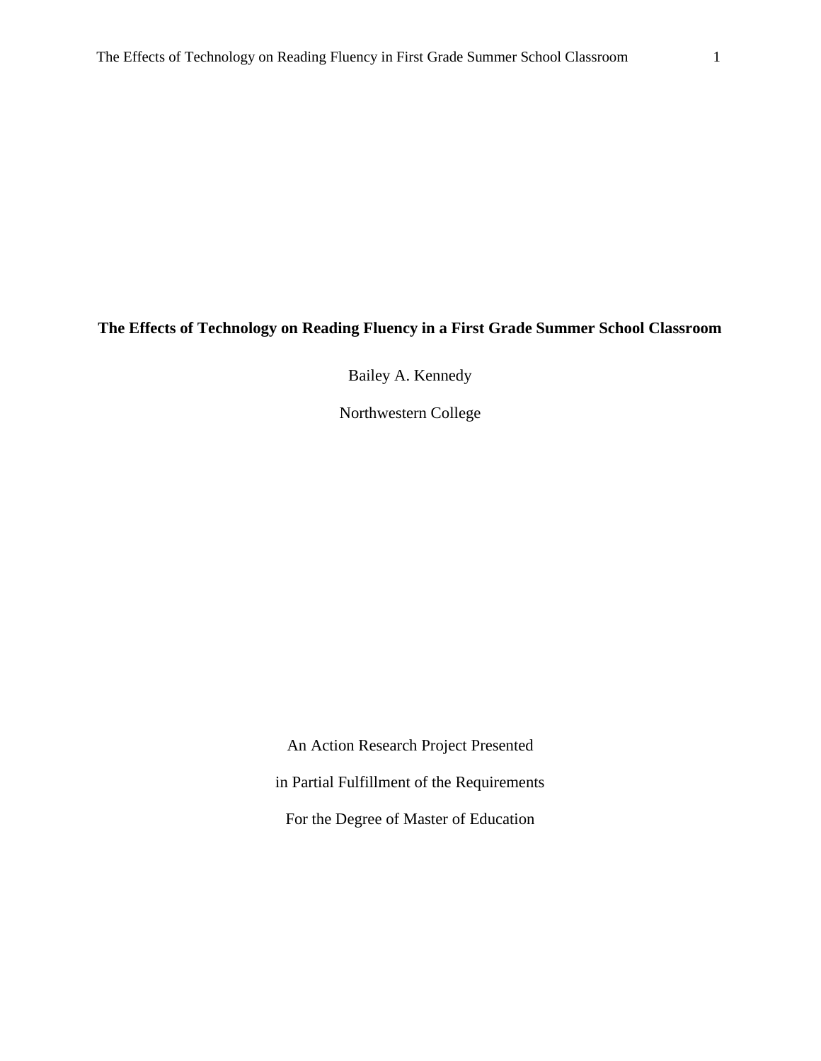# The Effects of Technology on Reading Fluency in a First Grade Summer School Classroom

Bailey A. Kennedy

Northwestern College

An Action Research Project Presented

in Partial Fulfillment of the Requirements

For the Degree of Master of Education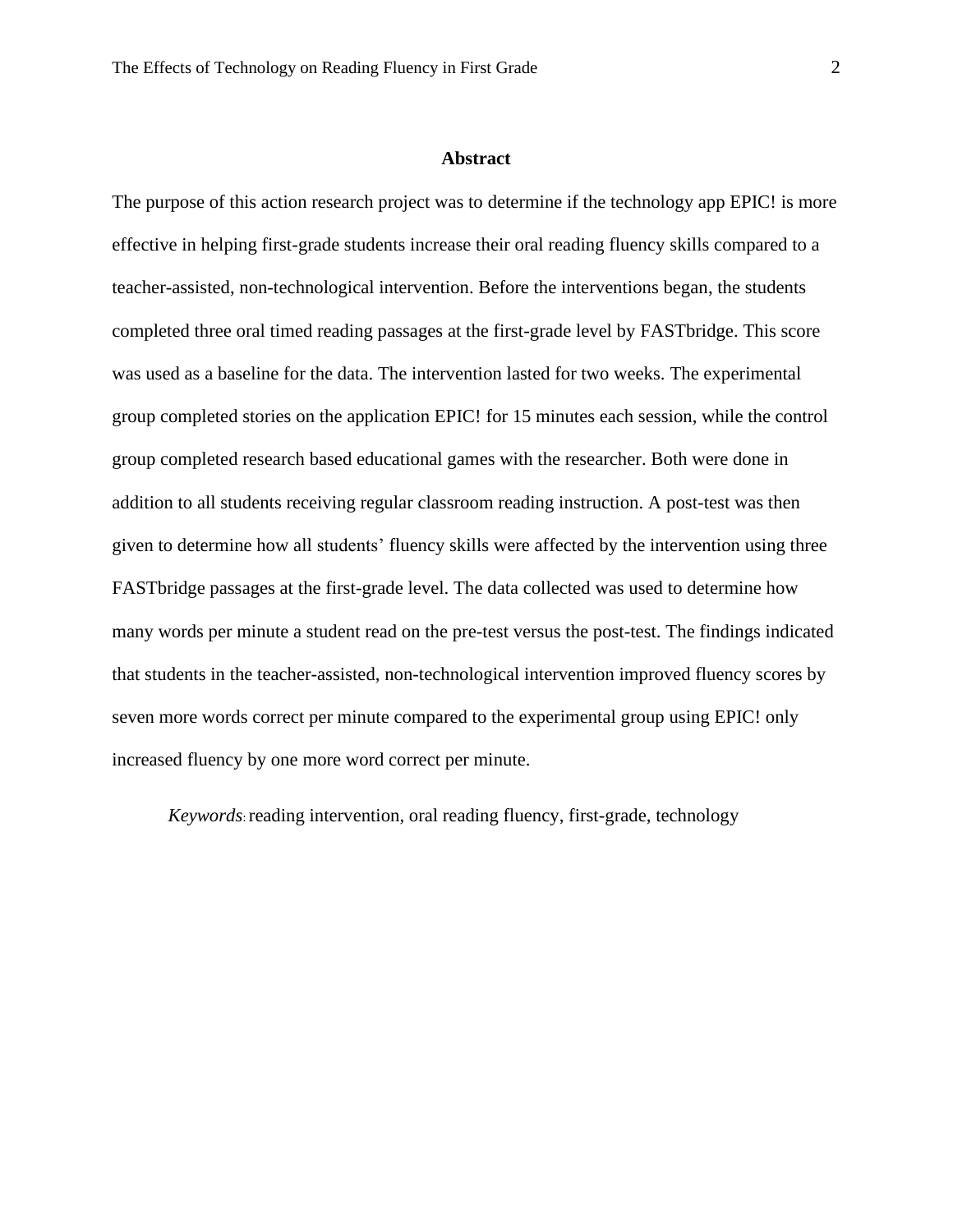## Abstract

The purpose of this action research project was to determine if the technology app EPIC! is more effective in helping first-grade students increase their oral reading fluency skills compared to a teacher-assisted, non-technological intervention. Before the interventions began, the students completed three oral timed reading passages at the first-grade level by FASTbridge. This score was used as a baseline for the data. The intervention lasted for two weeks. The experimental group completed stories on the application EPIC! for 15 minutes each session, while the control group completed research based educational games with the researcher. Both were done in addition to all students receiving regular classroom reading instruction. A post-test was then given to determine how all students' fluency skills were affected by the intervention using three FASTbridge passages at the first-grade level. The data collected was used to determine how many words per minute a student read on the pre-test versus the post-test. The findings indicated that students in the teacher-assisted, non-technological intervention improved fluency scores by seven more words correct per minute compared to the experimental group using EPIC! only increased fluency by one more word correct per minute.

*Keywords*: reading intervention, oral reading fluency, first-grade, technology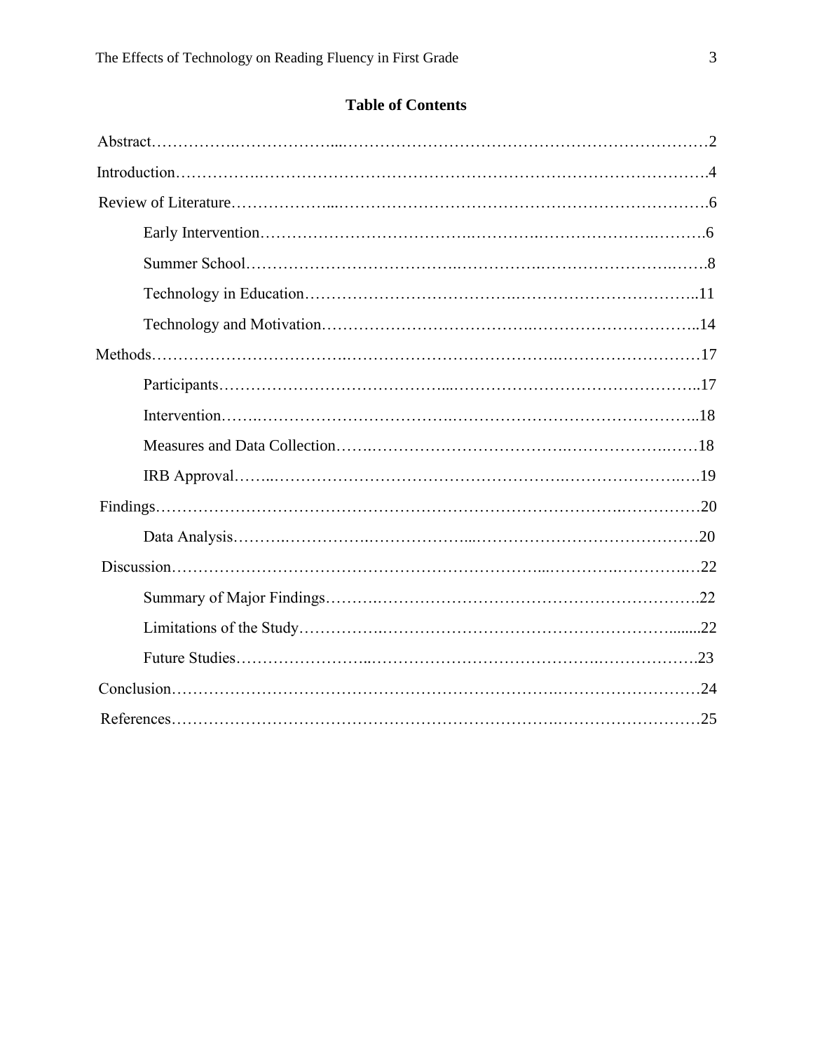# Table of Contents

Abstract……………………………………………………………………………………2

Introduction………………………………………………………………………………4

Review of Literature………………………………………………………………………6

- Early Intervention……………………………………………………………………6
- Summer School………………………………………………………………………8
- Technology in Education……………………………………………………………11
- Technology and Motivation…………………………………………………………14

Methods……………………………………………………………………………………17

- Participants……………………………………………………………………………17
- Intervention…………………………………………………………………………18
- Measures and Data Collection………………………………………………………18
- IRB Approval…………………………………………………………………………19

Findings……………………………………………………………………………………20

- Data Analysis…………………………………………………………………………20

Discussion…………………………………………………………………………………22

- Summary of Major Findings…………………………………………………………22
- Limitations of the Study……………………………………………………………22
- Future Studies…………………………………………………………………………23

Conclusion…………………………………………………………………………………24

References…………………………………………………………………………………25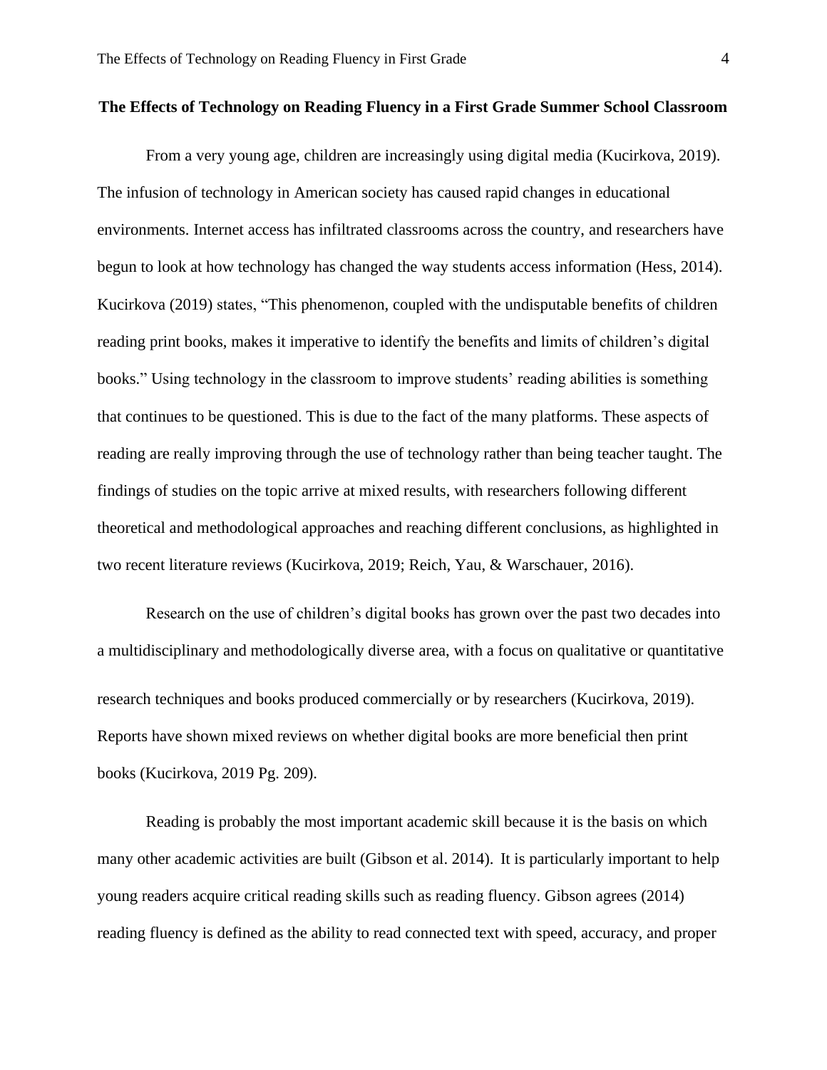# The Effects of Technology on Reading Fluency in a First Grade Summer School Classroom

From a very young age, children are increasingly using digital media (Kucirkova, 2019). The infusion of technology in American society has caused rapid changes in educational environments. Internet access has infiltrated classrooms across the country, and researchers have begun to look at how technology has changed the way students access information (Hess, 2014). Kucirkova (2019) states, "This phenomenon, coupled with the undisputable benefits of children reading print books, makes it imperative to identify the benefits and limits of children's digital books." Using technology in the classroom to improve students' reading abilities is something that continues to be questioned. This is due to the fact of the many platforms. These aspects of reading are really improving through the use of technology rather than being teacher taught. The findings of studies on the topic arrive at mixed results, with researchers following different theoretical and methodological approaches and reaching different conclusions, as highlighted in two recent literature reviews (Kucirkova, 2019; Reich, Yau, & Warschauer, 2016).

Research on the use of children's digital books has grown over the past two decades into a multidisciplinary and methodologically diverse area, with a focus on qualitative or quantitative research techniques and books produced commercially or by researchers (Kucirkova, 2019). Reports have shown mixed reviews on whether digital books are more beneficial then print books (Kucirkova, 2019 Pg. 209).

Reading is probably the most important academic skill because it is the basis on which many other academic activities are built (Gibson et al. 2014). It is particularly important to help young readers acquire critical reading skills such as reading fluency. Gibson agrees (2014) reading fluency is defined as the ability to read connected text with speed, accuracy, and proper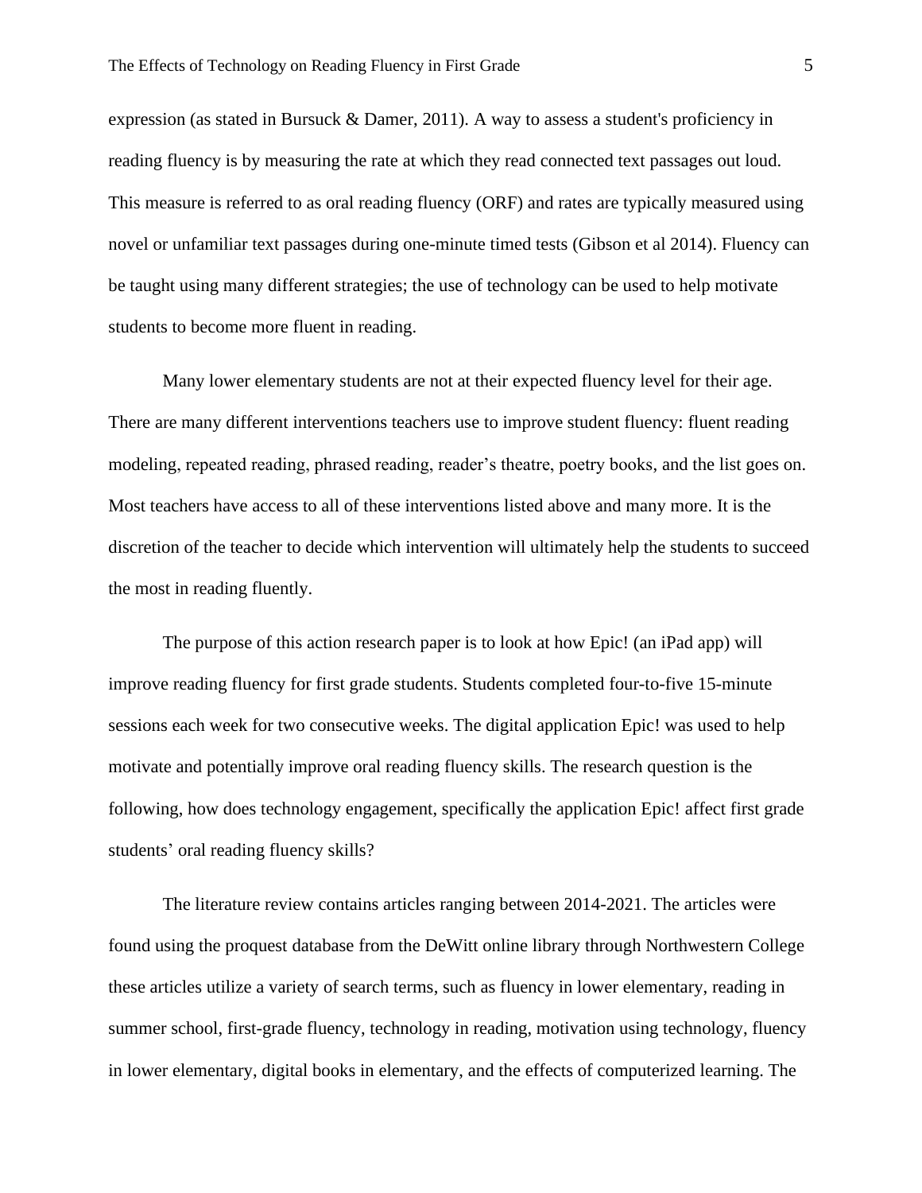expression (as stated in Bursuck & Damer, 2011). A way to assess a student's proficiency in reading fluency is by measuring the rate at which they read connected text passages out loud. This measure is referred to as oral reading fluency (ORF) and rates are typically measured using novel or unfamiliar text passages during one-minute timed tests (Gibson et al 2014). Fluency can be taught using many different strategies; the use of technology can be used to help motivate students to become more fluent in reading.

Many lower elementary students are not at their expected fluency level for their age. There are many different interventions teachers use to improve student fluency: fluent reading modeling, repeated reading, phrased reading, reader's theatre, poetry books, and the list goes on. Most teachers have access to all of these interventions listed above and many more. It is the discretion of the teacher to decide which intervention will ultimately help the students to succeed the most in reading fluently.

The purpose of this action research paper is to look at how Epic! (an iPad app) will improve reading fluency for first grade students. Students completed four-to-five 15-minute sessions each week for two consecutive weeks. The digital application Epic! was used to help motivate and potentially improve oral reading fluency skills. The research question is the following, how does technology engagement, specifically the application Epic! affect first grade students' oral reading fluency skills?

The literature review contains articles ranging between 2014-2021. The articles were found using the proquest database from the DeWitt online library through Northwestern College these articles utilize a variety of search terms, such as fluency in lower elementary, reading in summer school, first-grade fluency, technology in reading, motivation using technology, fluency in lower elementary, digital books in elementary, and the effects of computerized learning. The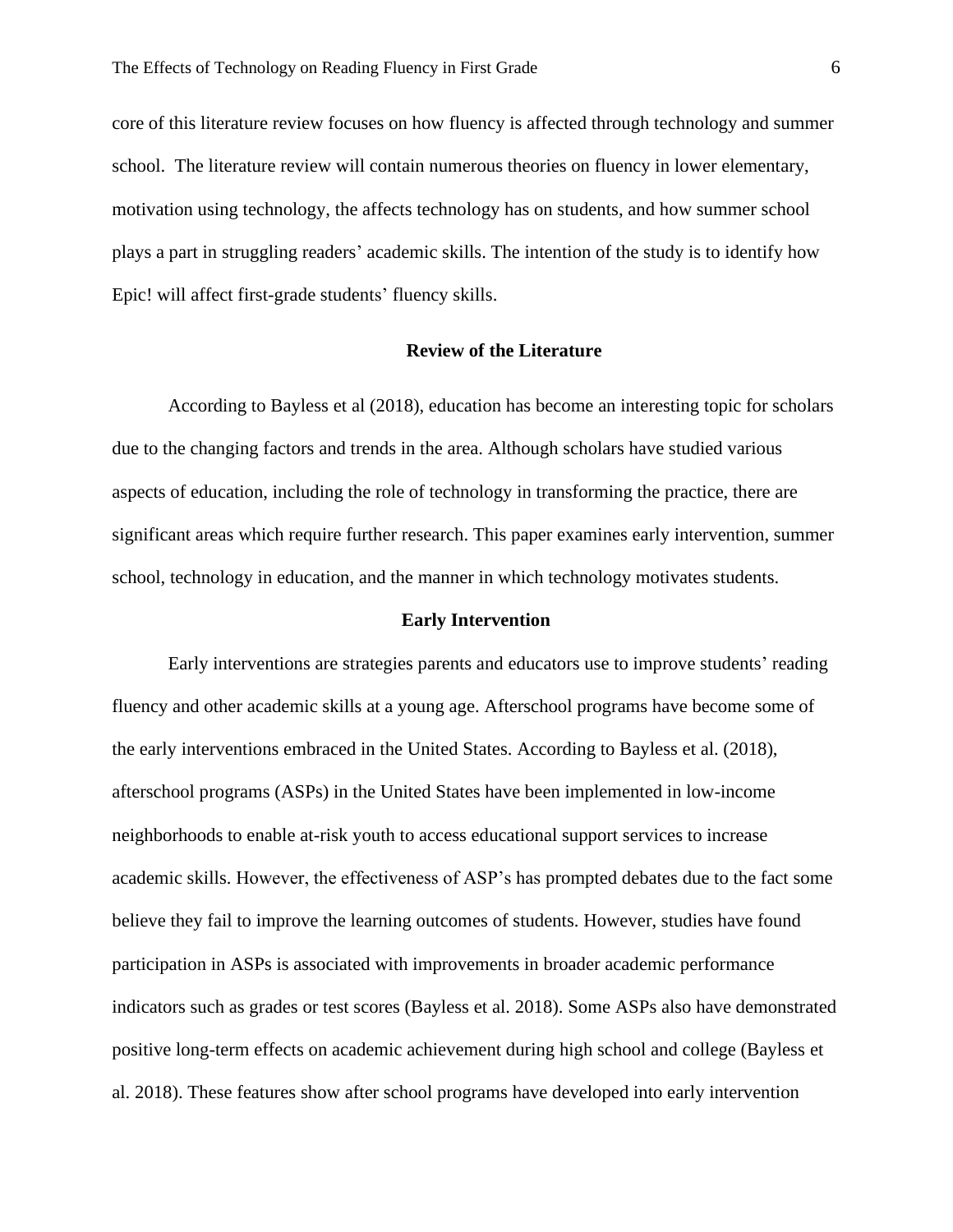core of this literature review focuses on how fluency is affected through technology and summer school. The literature review will contain numerous theories on fluency in lower elementary, motivation using technology, the affects technology has on students, and how summer school plays a part in struggling readers' academic skills. The intention of the study is to identify how Epic! will affect first-grade students' fluency skills.

## Review of the Literature

According to Bayless et al (2018), education has become an interesting topic for scholars due to the changing factors and trends in the area. Although scholars have studied various aspects of education, including the role of technology in transforming the practice, there are significant areas which require further research. This paper examines early intervention, summer school, technology in education, and the manner in which technology motivates students.

### Early Intervention

Early interventions are strategies parents and educators use to improve students' reading fluency and other academic skills at a young age. Afterschool programs have become some of the early interventions embraced in the United States. According to Bayless et al. (2018), afterschool programs (ASPs) in the United States have been implemented in low-income neighborhoods to enable at-risk youth to access educational support services to increase academic skills. However, the effectiveness of ASP's has prompted debates due to the fact some believe they fail to improve the learning outcomes of students. However, studies have found participation in ASPs is associated with improvements in broader academic performance indicators such as grades or test scores (Bayless et al. 2018). Some ASPs also have demonstrated positive long-term effects on academic achievement during high school and college (Bayless et al. 2018). These features show after school programs have developed into early intervention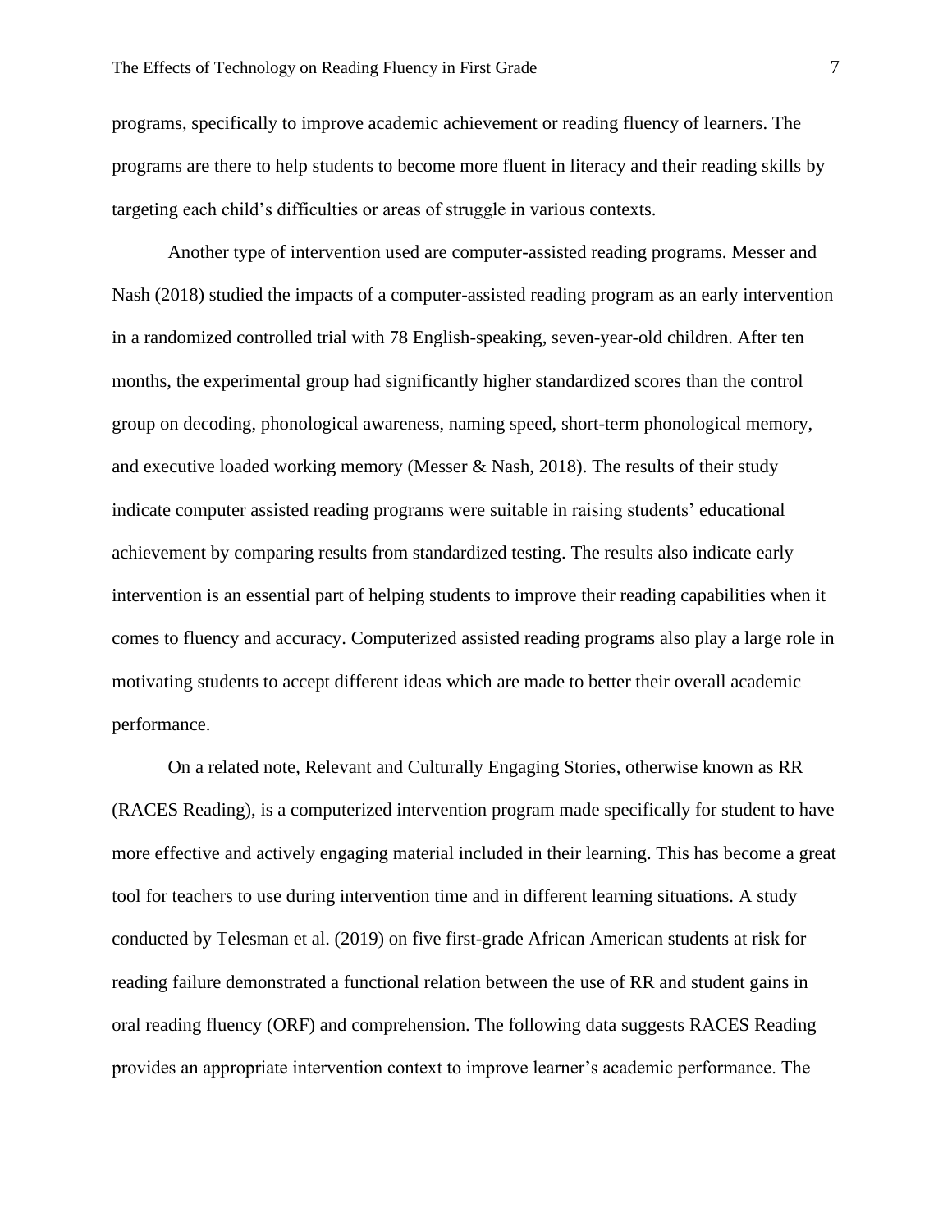programs, specifically to improve academic achievement or reading fluency of learners. The programs are there to help students to become more fluent in literacy and their reading skills by targeting each child's difficulties or areas of struggle in various contexts.

Another type of intervention used are computer-assisted reading programs. Messer and Nash (2018) studied the impacts of a computer-assisted reading program as an early intervention in a randomized controlled trial with 78 English-speaking, seven-year-old children. After ten months, the experimental group had significantly higher standardized scores than the control group on decoding, phonological awareness, naming speed, short-term phonological memory, and executive loaded working memory (Messer & Nash, 2018). The results of their study indicate computer assisted reading programs were suitable in raising students' educational achievement by comparing results from standardized testing. The results also indicate early intervention is an essential part of helping students to improve their reading capabilities when it comes to fluency and accuracy. Computerized assisted reading programs also play a large role in motivating students to accept different ideas which are made to better their overall academic performance.

On a related note, Relevant and Culturally Engaging Stories, otherwise known as RR (RACES Reading), is a computerized intervention program made specifically for student to have more effective and actively engaging material included in their learning. This has become a great tool for teachers to use during intervention time and in different learning situations. A study conducted by Telesman et al. (2019) on five first-grade African American students at risk for reading failure demonstrated a functional relation between the use of RR and student gains in oral reading fluency (ORF) and comprehension. The following data suggests RACES Reading provides an appropriate intervention context to improve learner's academic performance. The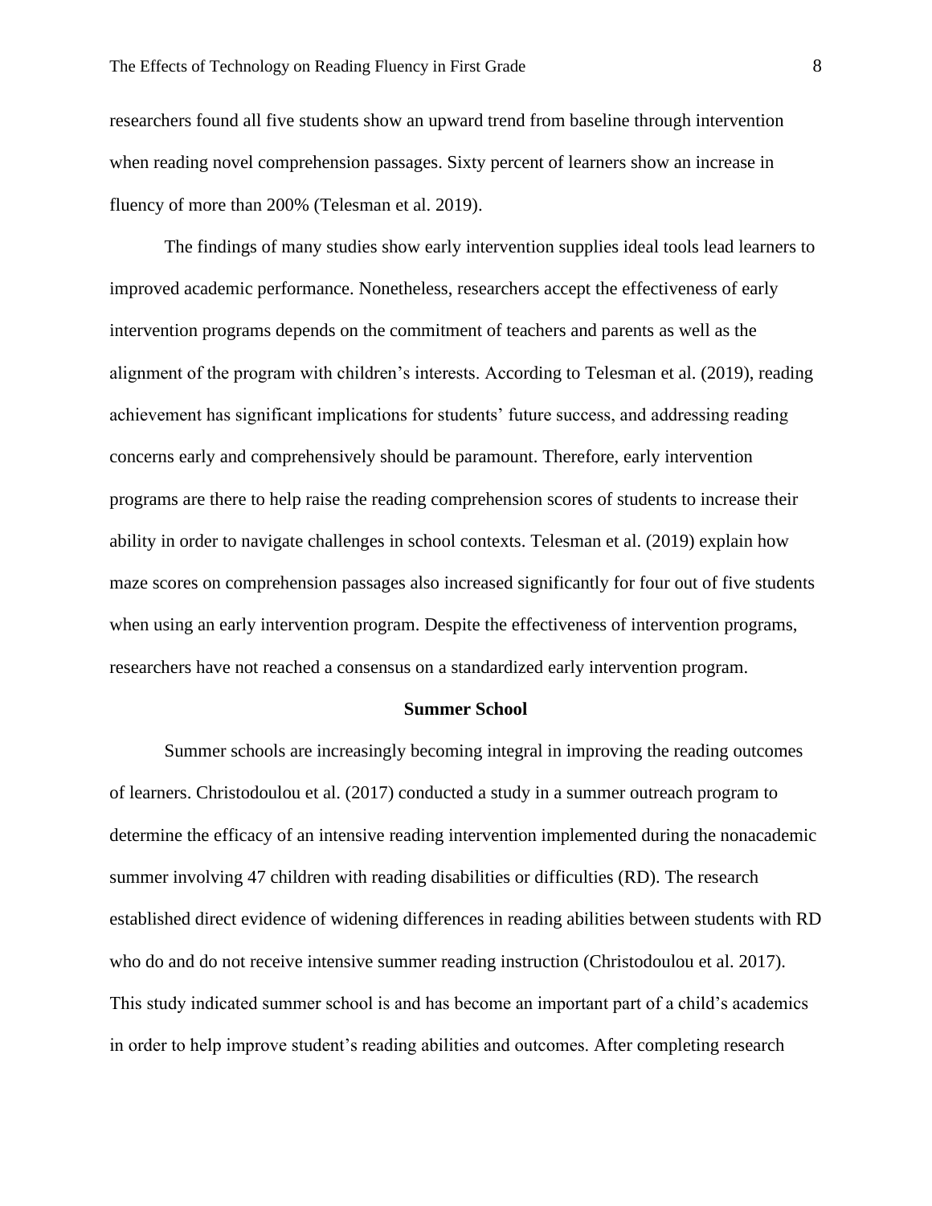researchers found all five students show an upward trend from baseline through intervention when reading novel comprehension passages. Sixty percent of learners show an increase in fluency of more than 200% (Telesman et al. 2019).

The findings of many studies show early intervention supplies ideal tools lead learners to improved academic performance. Nonetheless, researchers accept the effectiveness of early intervention programs depends on the commitment of teachers and parents as well as the alignment of the program with children's interests. According to Telesman et al. (2019), reading achievement has significant implications for students' future success, and addressing reading concerns early and comprehensively should be paramount. Therefore, early intervention programs are there to help raise the reading comprehension scores of students to increase their ability in order to navigate challenges in school contexts. Telesman et al. (2019) explain how maze scores on comprehension passages also increased significantly for four out of five students when using an early intervention program. Despite the effectiveness of intervention programs, researchers have not reached a consensus on a standardized early intervention program.

## Summer School

Summer schools are increasingly becoming integral in improving the reading outcomes of learners. Christodoulou et al. (2017) conducted a study in a summer outreach program to determine the efficacy of an intensive reading intervention implemented during the nonacademic summer involving 47 children with reading disabilities or difficulties (RD). The research established direct evidence of widening differences in reading abilities between students with RD who do and do not receive intensive summer reading instruction (Christodoulou et al. 2017). This study indicated summer school is and has become an important part of a child's academics in order to help improve student's reading abilities and outcomes. After completing research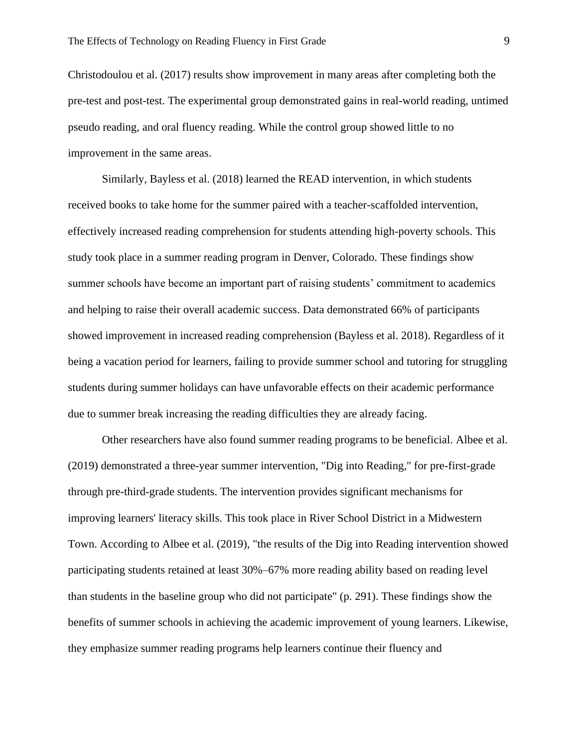Christodoulou et al. (2017) results show improvement in many areas after completing both the pre-test and post-test. The experimental group demonstrated gains in real-world reading, untimed pseudo reading, and oral fluency reading. While the control group showed little to no improvement in the same areas.

Similarly, Bayless et al. (2018) learned the READ intervention, in which students received books to take home for the summer paired with a teacher-scaffolded intervention, effectively increased reading comprehension for students attending high-poverty schools. This study took place in a summer reading program in Denver, Colorado. These findings show summer schools have become an important part of raising students' commitment to academics and helping to raise their overall academic success. Data demonstrated 66% of participants showed improvement in increased reading comprehension (Bayless et al. 2018). Regardless of it being a vacation period for learners, failing to provide summer school and tutoring for struggling students during summer holidays can have unfavorable effects on their academic performance due to summer break increasing the reading difficulties they are already facing.

Other researchers have also found summer reading programs to be beneficial. Albee et al. (2019) demonstrated a three-year summer intervention, "Dig into Reading," for pre-first-grade through pre-third-grade students. The intervention provides significant mechanisms for improving learners' literacy skills. This took place in River School District in a Midwestern Town. According to Albee et al. (2019), "the results of the Dig into Reading intervention showed participating students retained at least 30%–67% more reading ability based on reading level than students in the baseline group who did not participate" (p. 291). These findings show the benefits of summer schools in achieving the academic improvement of young learners. Likewise, they emphasize summer reading programs help learners continue their fluency and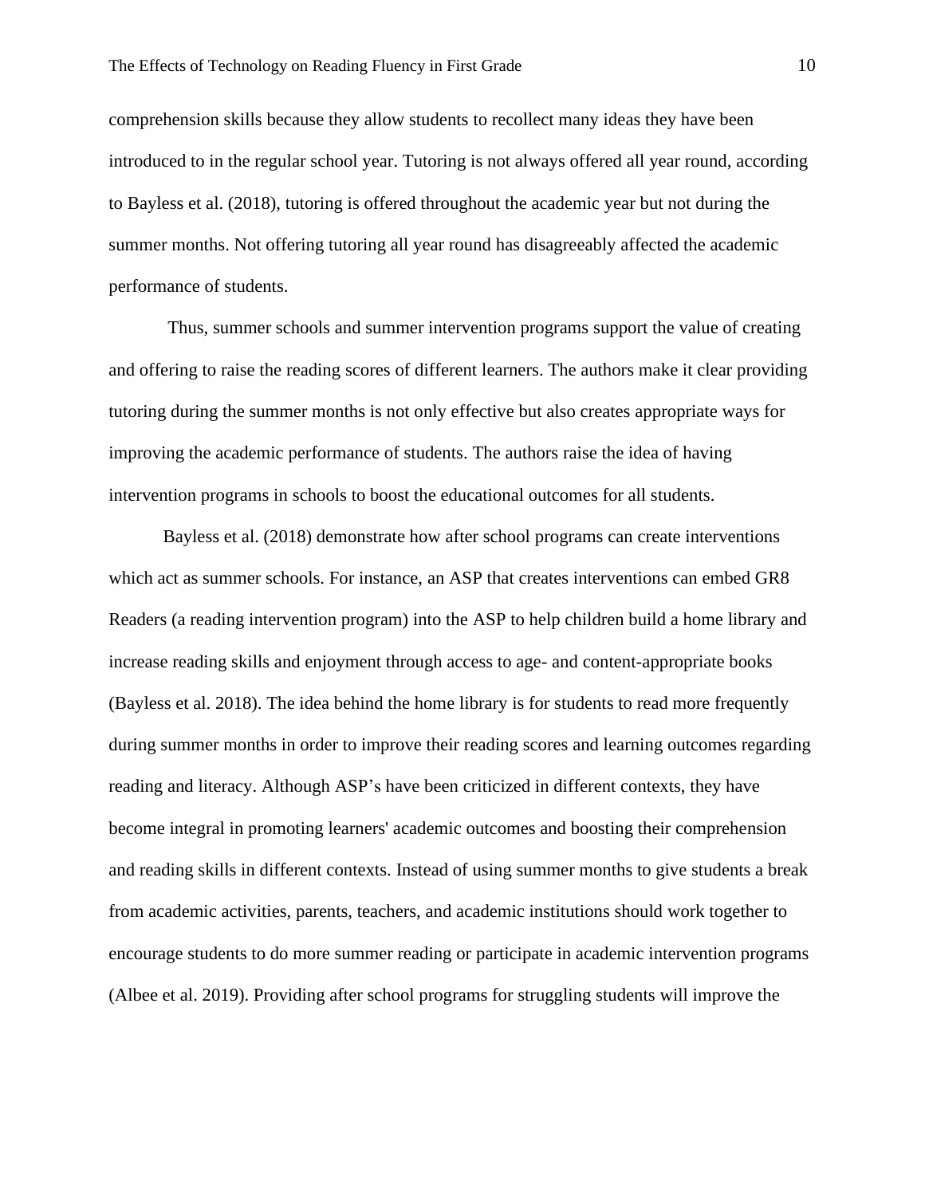comprehension skills because they allow students to recollect many ideas they have been introduced to in the regular school year. Tutoring is not always offered all year round, according to Bayless et al. (2018), tutoring is offered throughout the academic year but not during the summer months. Not offering tutoring all year round has disagreeably affected the academic performance of students.

Thus, summer schools and summer intervention programs support the value of creating and offering to raise the reading scores of different learners. The authors make it clear providing tutoring during the summer months is not only effective but also creates appropriate ways for improving the academic performance of students. The authors raise the idea of having intervention programs in schools to boost the educational outcomes for all students.

Bayless et al. (2018) demonstrate how after school programs can create interventions which act as summer schools. For instance, an ASP that creates interventions can embed GR8 Readers (a reading intervention program) into the ASP to help children build a home library and increase reading skills and enjoyment through access to age- and content-appropriate books (Bayless et al. 2018). The idea behind the home library is for students to read more frequently during summer months in order to improve their reading scores and learning outcomes regarding reading and literacy. Although ASP's have been criticized in different contexts, they have become integral in promoting learners' academic outcomes and boosting their comprehension and reading skills in different contexts. Instead of using summer months to give students a break from academic activities, parents, teachers, and academic institutions should work together to encourage students to do more summer reading or participate in academic intervention programs (Albee et al. 2019). Providing after school programs for struggling students will improve the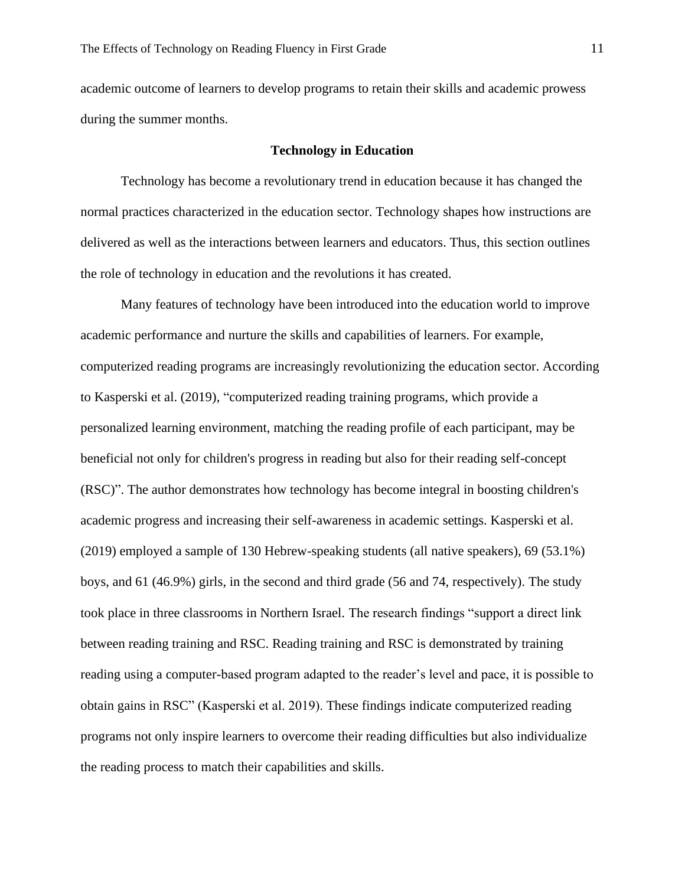academic outcome of learners to develop programs to retain their skills and academic prowess during the summer months.

## Technology in Education

Technology has become a revolutionary trend in education because it has changed the normal practices characterized in the education sector. Technology shapes how instructions are delivered as well as the interactions between learners and educators. Thus, this section outlines the role of technology in education and the revolutions it has created.

Many features of technology have been introduced into the education world to improve academic performance and nurture the skills and capabilities of learners. For example, computerized reading programs are increasingly revolutionizing the education sector. According to Kasperski et al. (2019), "computerized reading training programs, which provide a personalized learning environment, matching the reading profile of each participant, may be beneficial not only for children's progress in reading but also for their reading self-concept (RSC)". The author demonstrates how technology has become integral in boosting children's academic progress and increasing their self-awareness in academic settings. Kasperski et al. (2019) employed a sample of 130 Hebrew-speaking students (all native speakers), 69 (53.1%) boys, and 61 (46.9%) girls, in the second and third grade (56 and 74, respectively). The study took place in three classrooms in Northern Israel. The research findings "support a direct link between reading training and RSC. Reading training and RSC is demonstrated by training reading using a computer-based program adapted to the reader's level and pace, it is possible to obtain gains in RSC" (Kasperski et al. 2019). These findings indicate computerized reading programs not only inspire learners to overcome their reading difficulties but also individualize the reading process to match their capabilities and skills.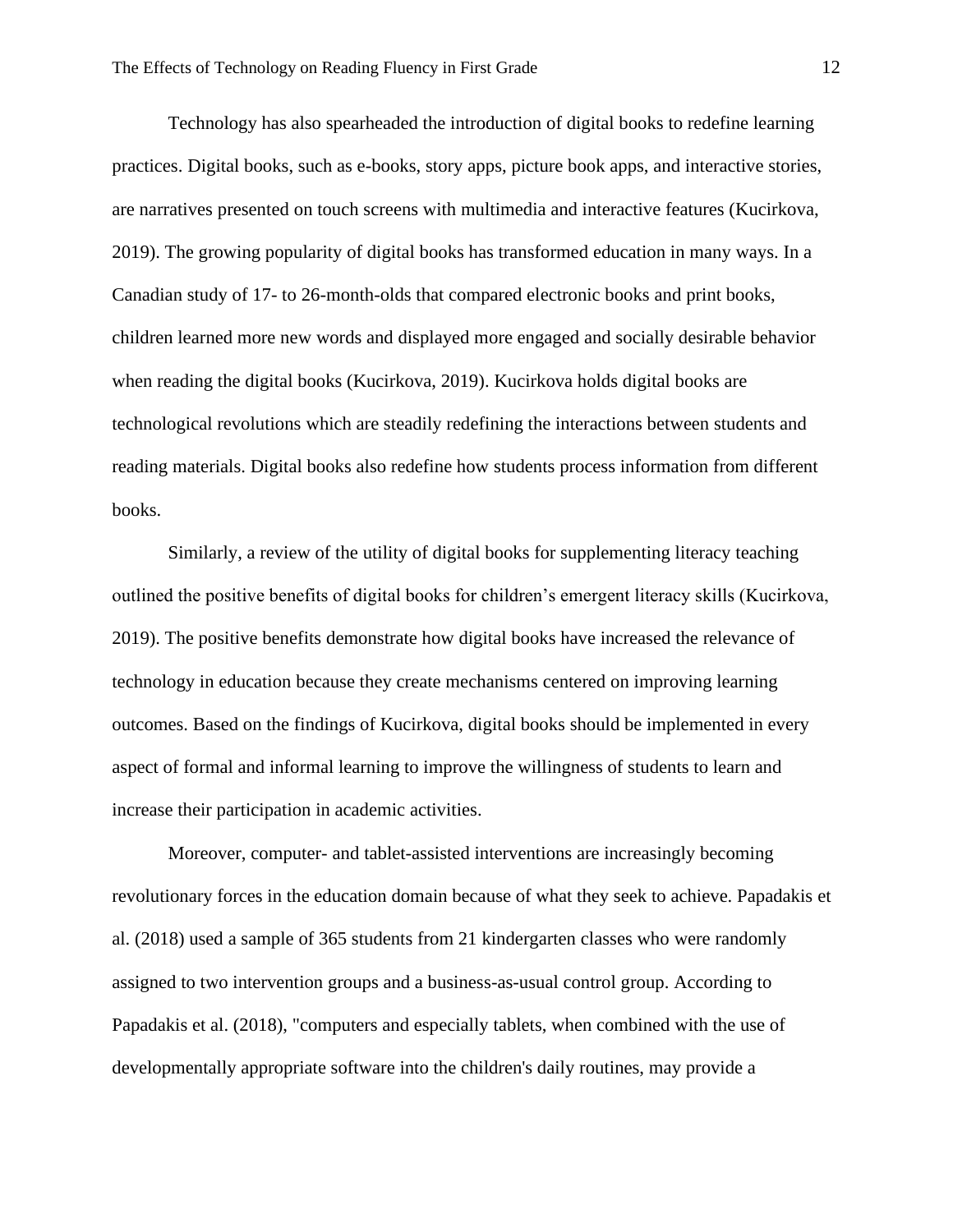Technology has also spearheaded the introduction of digital books to redefine learning practices. Digital books, such as e-books, story apps, picture book apps, and interactive stories, are narratives presented on touch screens with multimedia and interactive features (Kucirkova, 2019). The growing popularity of digital books has transformed education in many ways. In a Canadian study of 17- to 26-month-olds that compared electronic books and print books, children learned more new words and displayed more engaged and socially desirable behavior when reading the digital books (Kucirkova, 2019). Kucirkova holds digital books are technological revolutions which are steadily redefining the interactions between students and reading materials. Digital books also redefine how students process information from different books.

Similarly, a review of the utility of digital books for supplementing literacy teaching outlined the positive benefits of digital books for children's emergent literacy skills (Kucirkova, 2019). The positive benefits demonstrate how digital books have increased the relevance of technology in education because they create mechanisms centered on improving learning outcomes. Based on the findings of Kucirkova, digital books should be implemented in every aspect of formal and informal learning to improve the willingness of students to learn and increase their participation in academic activities.

Moreover, computer- and tablet-assisted interventions are increasingly becoming revolutionary forces in the education domain because of what they seek to achieve. Papadakis et al. (2018) used a sample of 365 students from 21 kindergarten classes who were randomly assigned to two intervention groups and a business-as-usual control group. According to Papadakis et al. (2018), "computers and especially tablets, when combined with the use of developmentally appropriate software into the children's daily routines, may provide a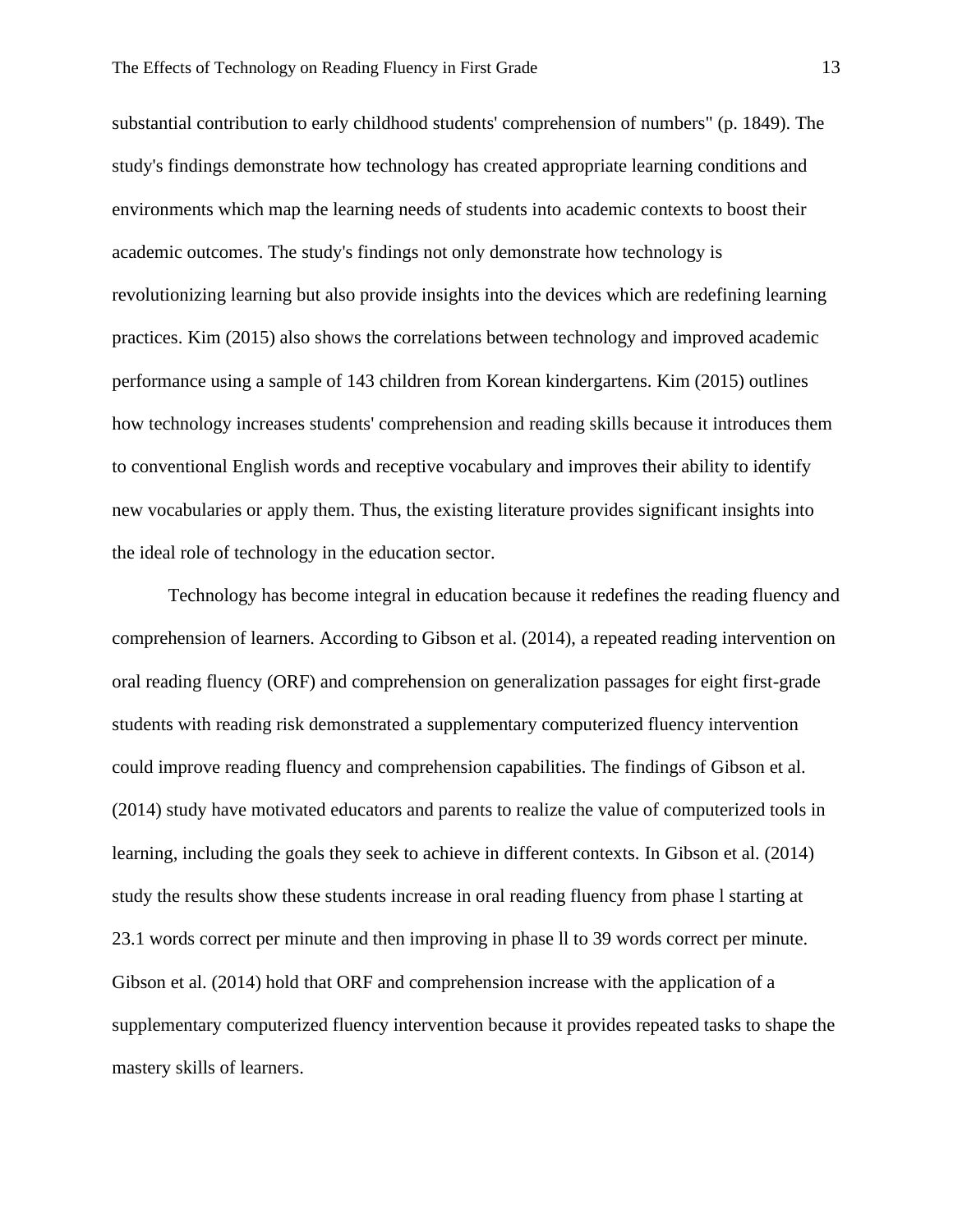substantial contribution to early childhood students' comprehension of numbers" (p. 1849). The study's findings demonstrate how technology has created appropriate learning conditions and environments which map the learning needs of students into academic contexts to boost their academic outcomes. The study's findings not only demonstrate how technology is revolutionizing learning but also provide insights into the devices which are redefining learning practices. Kim (2015) also shows the correlations between technology and improved academic performance using a sample of 143 children from Korean kindergartens. Kim (2015) outlines how technology increases students' comprehension and reading skills because it introduces them to conventional English words and receptive vocabulary and improves their ability to identify new vocabularies or apply them. Thus, the existing literature provides significant insights into the ideal role of technology in the education sector.

Technology has become integral in education because it redefines the reading fluency and comprehension of learners. According to Gibson et al. (2014), a repeated reading intervention on oral reading fluency (ORF) and comprehension on generalization passages for eight first-grade students with reading risk demonstrated a supplementary computerized fluency intervention could improve reading fluency and comprehension capabilities. The findings of Gibson et al. (2014) study have motivated educators and parents to realize the value of computerized tools in learning, including the goals they seek to achieve in different contexts. In Gibson et al. (2014) study the results show these students increase in oral reading fluency from phase l starting at 23.1 words correct per minute and then improving in phase ll to 39 words correct per minute. Gibson et al. (2014) hold that ORF and comprehension increase with the application of a supplementary computerized fluency intervention because it provides repeated tasks to shape the mastery skills of learners.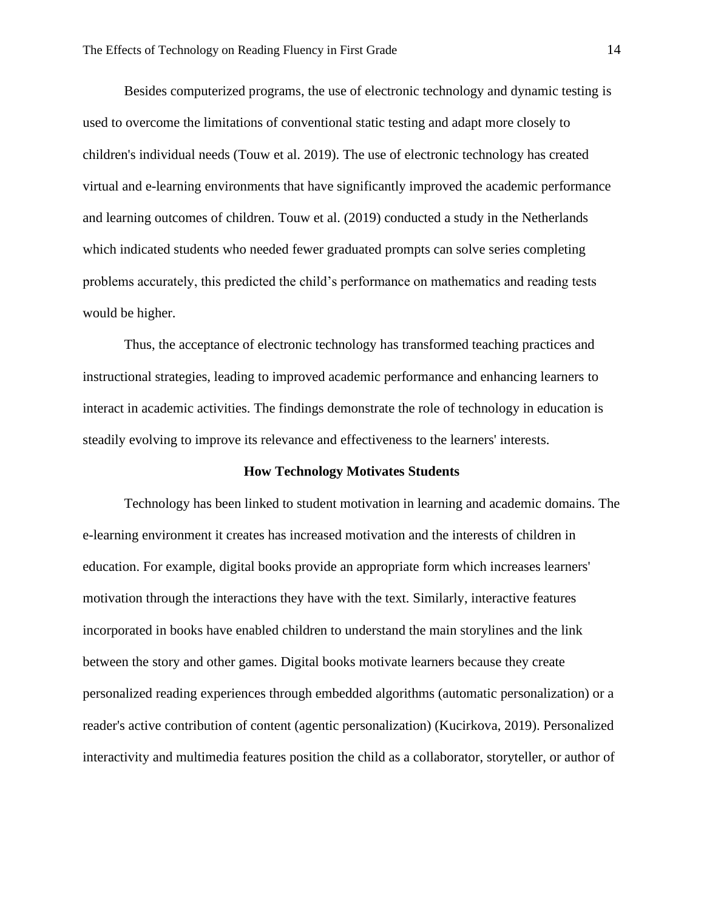Besides computerized programs, the use of electronic technology and dynamic testing is used to overcome the limitations of conventional static testing and adapt more closely to children's individual needs (Touw et al. 2019). The use of electronic technology has created virtual and e-learning environments that have significantly improved the academic performance and learning outcomes of children. Touw et al. (2019) conducted a study in the Netherlands which indicated students who needed fewer graduated prompts can solve series completing problems accurately, this predicted the child's performance on mathematics and reading tests would be higher.

Thus, the acceptance of electronic technology has transformed teaching practices and instructional strategies, leading to improved academic performance and enhancing learners to interact in academic activities. The findings demonstrate the role of technology in education is steadily evolving to improve its relevance and effectiveness to the learners' interests.

## How Technology Motivates Students

Technology has been linked to student motivation in learning and academic domains. The e-learning environment it creates has increased motivation and the interests of children in education. For example, digital books provide an appropriate form which increases learners' motivation through the interactions they have with the text. Similarly, interactive features incorporated in books have enabled children to understand the main storylines and the link between the story and other games. Digital books motivate learners because they create personalized reading experiences through embedded algorithms (automatic personalization) or a reader's active contribution of content (agentic personalization) (Kucirkova, 2019). Personalized interactivity and multimedia features position the child as a collaborator, storyteller, or author of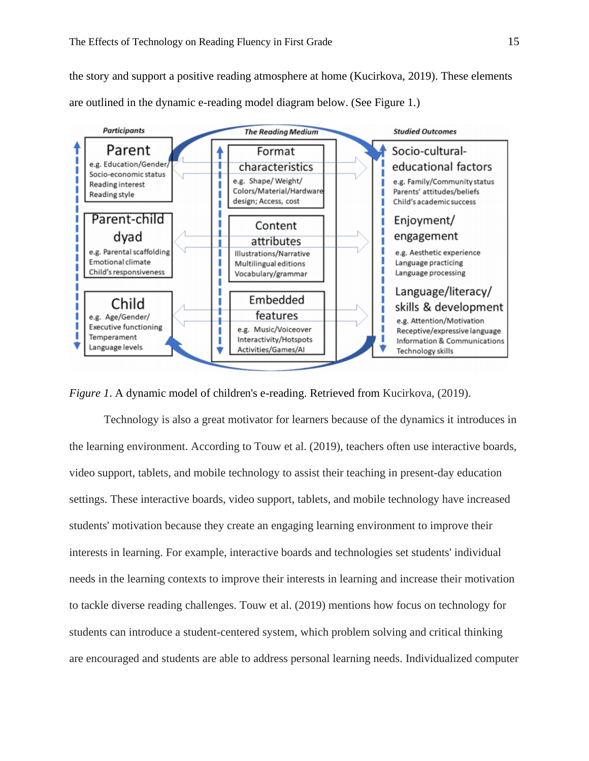the story and support a positive reading atmosphere at home (Kucirkova, 2019). These elements are outlined in the dynamic e-reading model diagram below. (See Figure 1.)

*Figure 1*. A dynamic model of children's e-reading. Retrieved from Kucirkova, (2019).

Technology is also a great motivator for learners because of the dynamics it introduces in the learning environment. According to Touw et al. (2019), teachers often use interactive boards, video support, tablets, and mobile technology to assist their teaching in present-day education settings. These interactive boards, video support, tablets, and mobile technology have increased students' motivation because they create an engaging learning environment to improve their interests in learning. For example, interactive boards and technologies set students' individual needs in the learning contexts to improve their interests in learning and increase their motivation to tackle diverse reading challenges. Touw et al. (2019) mentions how focus on technology for students can introduce a student-centered system, which problem solving and critical thinking are encouraged and students are able to address personal learning needs. Individualized computer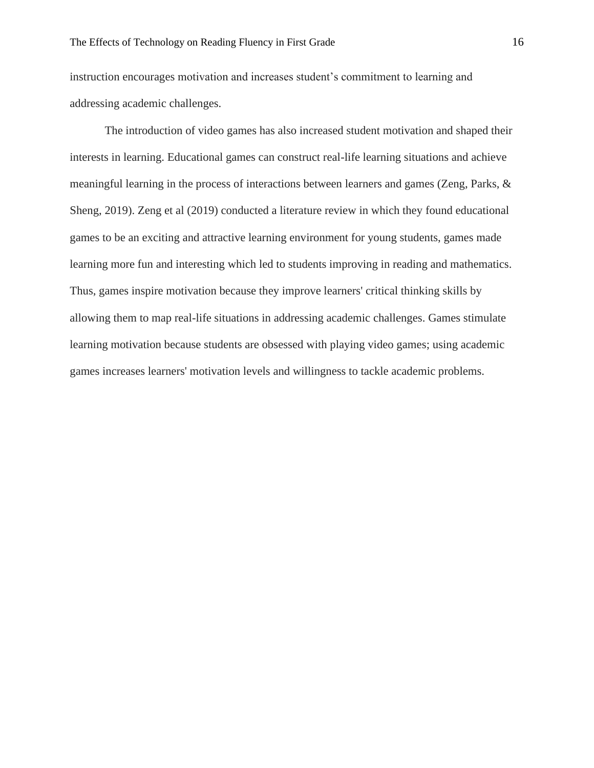instruction encourages motivation and increases student’s commitment to learning and addressing academic challenges.

The introduction of video games has also increased student motivation and shaped their interests in learning. Educational games can construct real-life learning situations and achieve meaningful learning in the process of interactions between learners and games (Zeng, Parks, & Sheng, 2019). Zeng et al (2019) conducted a literature review in which they found educational games to be an exciting and attractive learning environment for young students, games made learning more fun and interesting which led to students improving in reading and mathematics. Thus, games inspire motivation because they improve learners' critical thinking skills by allowing them to map real-life situations in addressing academic challenges. Games stimulate learning motivation because students are obsessed with playing video games; using academic games increases learners' motivation levels and willingness to tackle academic problems.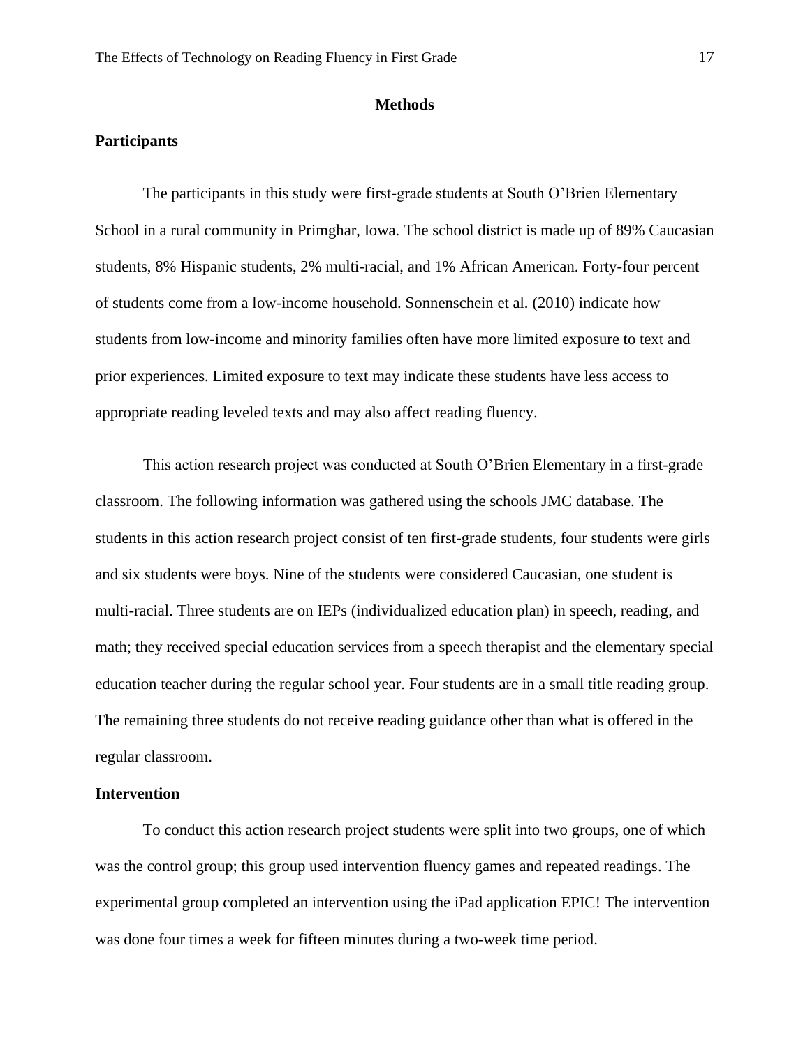## Methods

### Participants

The participants in this study were first-grade students at South O'Brien Elementary School in a rural community in Primghar, Iowa. The school district is made up of 89% Caucasian students, 8% Hispanic students, 2% multi-racial, and 1% African American. Forty-four percent of students come from a low-income household. Sonnenschein et al. (2010) indicate how students from low-income and minority families often have more limited exposure to text and prior experiences. Limited exposure to text may indicate these students have less access to appropriate reading leveled texts and may also affect reading fluency.

This action research project was conducted at South O'Brien Elementary in a first-grade classroom. The following information was gathered using the schools JMC database. The students in this action research project consist of ten first-grade students, four students were girls and six students were boys. Nine of the students were considered Caucasian, one student is multi-racial. Three students are on IEPs (individualized education plan) in speech, reading, and math; they received special education services from a speech therapist and the elementary special education teacher during the regular school year. Four students are in a small title reading group. The remaining three students do not receive reading guidance other than what is offered in the regular classroom.

### Intervention

To conduct this action research project students were split into two groups, one of which was the control group; this group used intervention fluency games and repeated readings. The experimental group completed an intervention using the iPad application EPIC! The intervention was done four times a week for fifteen minutes during a two-week time period.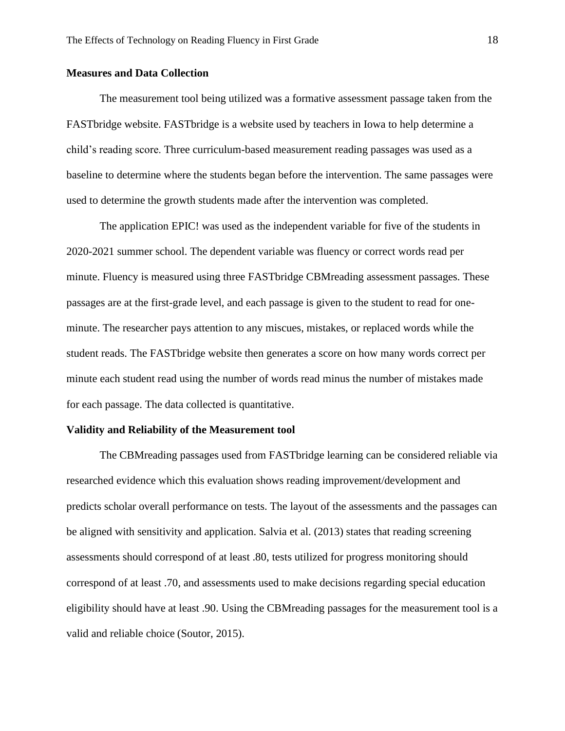**Measures and Data Collection**

The measurement tool being utilized was a formative assessment passage taken from the FASTbridge website. FASTbridge is a website used by teachers in Iowa to help determine a child's reading score. Three curriculum-based measurement reading passages was used as a baseline to determine where the students began before the intervention. The same passages were used to determine the growth students made after the intervention was completed.

The application EPIC! was used as the independent variable for five of the students in 2020-2021 summer school. The dependent variable was fluency or correct words read per minute. Fluency is measured using three FASTbridge CBMreading assessment passages. These passages are at the first-grade level, and each passage is given to the student to read for one-minute. The researcher pays attention to any miscues, mistakes, or replaced words while the student reads. The FASTbridge website then generates a score on how many words correct per minute each student read using the number of words read minus the number of mistakes made for each passage. The data collected is quantitative.

**Validity and Reliability of the Measurement tool**

The CBMreading passages used from FASTbridge learning can be considered reliable via researched evidence which this evaluation shows reading improvement/development and predicts scholar overall performance on tests. The layout of the assessments and the passages can be aligned with sensitivity and application. Salvia et al. (2013) states that reading screening assessments should correspond of at least .80, tests utilized for progress monitoring should correspond of at least .70, and assessments used to make decisions regarding special education eligibility should have at least .90. Using the CBMreading passages for the measurement tool is a valid and reliable choice (Soutor, 2015).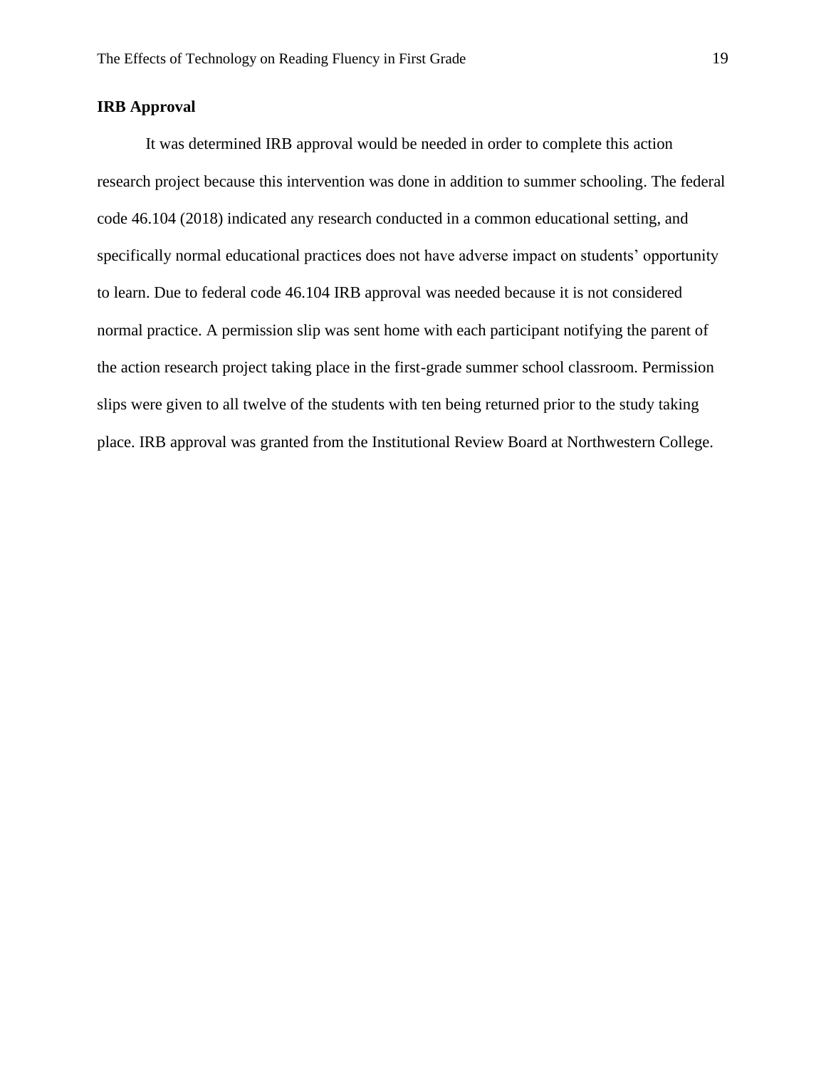## IRB Approval

It was determined IRB approval would be needed in order to complete this action research project because this intervention was done in addition to summer schooling. The federal code 46.104 (2018) indicated any research conducted in a common educational setting, and specifically normal educational practices does not have adverse impact on students' opportunity to learn. Due to federal code 46.104 IRB approval was needed because it is not considered normal practice. A permission slip was sent home with each participant notifying the parent of the action research project taking place in the first-grade summer school classroom. Permission slips were given to all twelve of the students with ten being returned prior to the study taking place. IRB approval was granted from the Institutional Review Board at Northwestern College.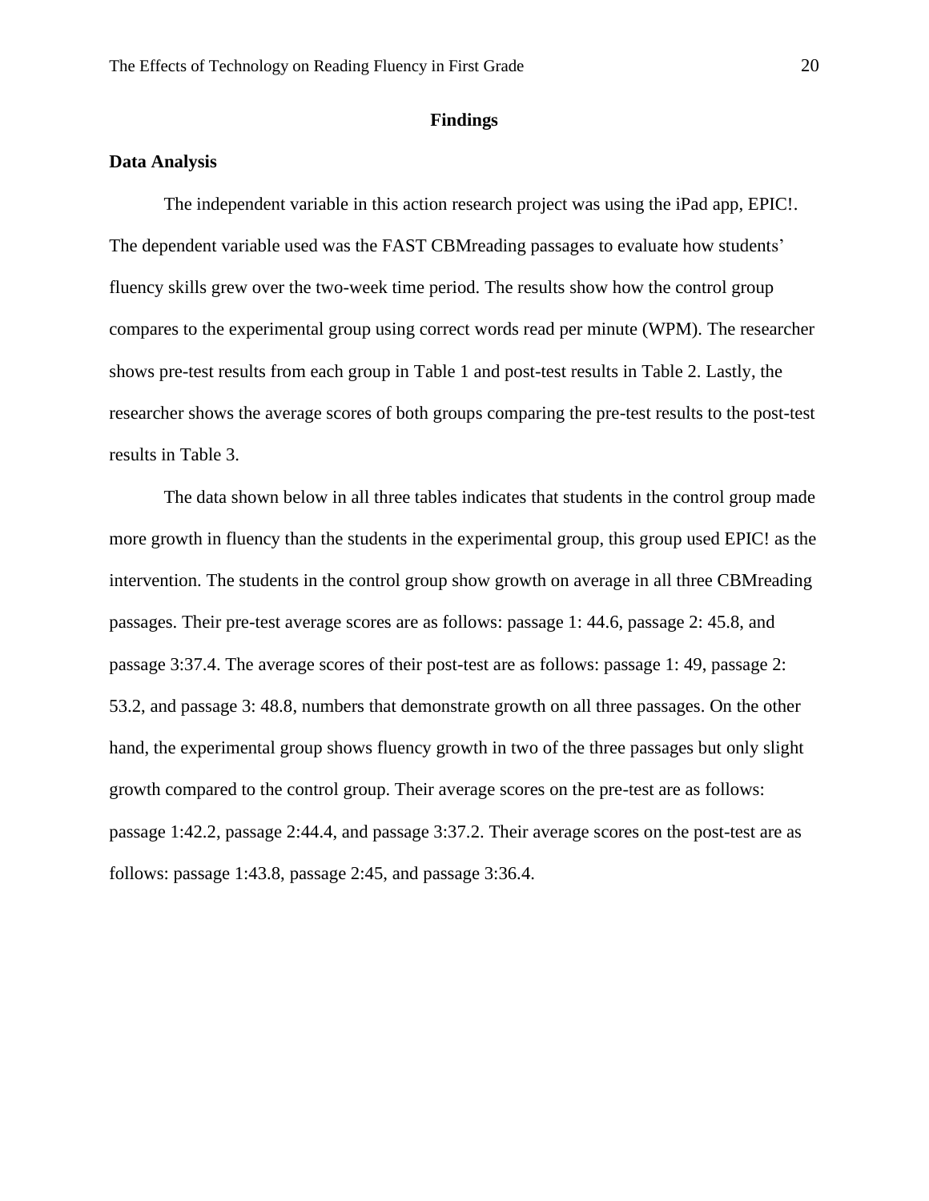## Findings

### Data Analysis

The independent variable in this action research project was using the iPad app, EPIC!. The dependent variable used was the FAST CBMreading passages to evaluate how students' fluency skills grew over the two-week time period. The results show how the control group compares to the experimental group using correct words read per minute (WPM). The researcher shows pre-test results from each group in Table 1 and post-test results in Table 2. Lastly, the researcher shows the average scores of both groups comparing the pre-test results to the post-test results in Table 3.

The data shown below in all three tables indicates that students in the control group made more growth in fluency than the students in the experimental group, this group used EPIC! as the intervention. The students in the control group show growth on average in all three CBMreading passages. Their pre-test average scores are as follows: passage 1: 44.6, passage 2: 45.8, and passage 3:37.4. The average scores of their post-test are as follows: passage 1: 49, passage 2: 53.2, and passage 3: 48.8, numbers that demonstrate growth on all three passages. On the other hand, the experimental group shows fluency growth in two of the three passages but only slight growth compared to the control group. Their average scores on the pre-test are as follows: passage 1:42.2, passage 2:44.4, and passage 3:37.2. Their average scores on the post-test are as follows: passage 1:43.8, passage 2:45, and passage 3:36.4.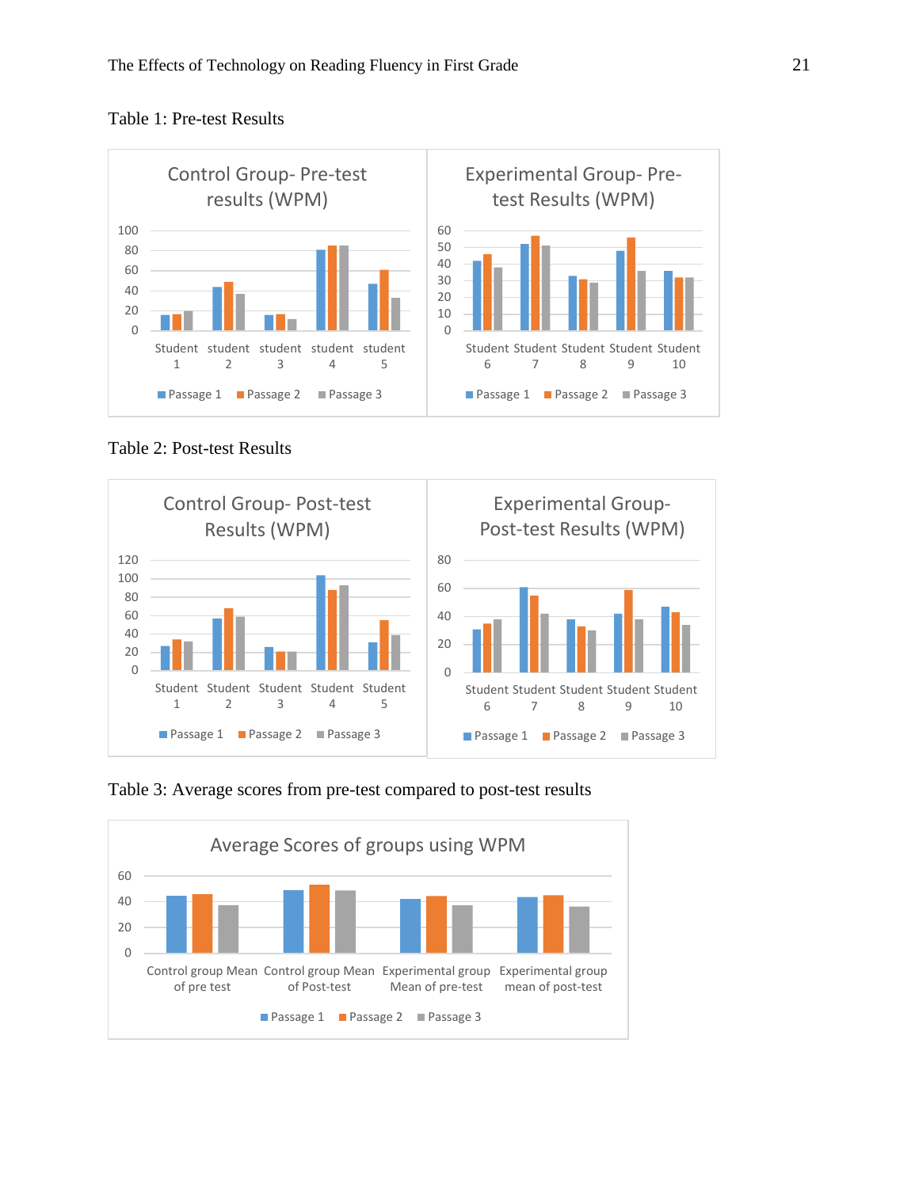Table 1: Pre-test Results

Table 2: Post-test Results

Table 3: Average scores from pre-test compared to post-test results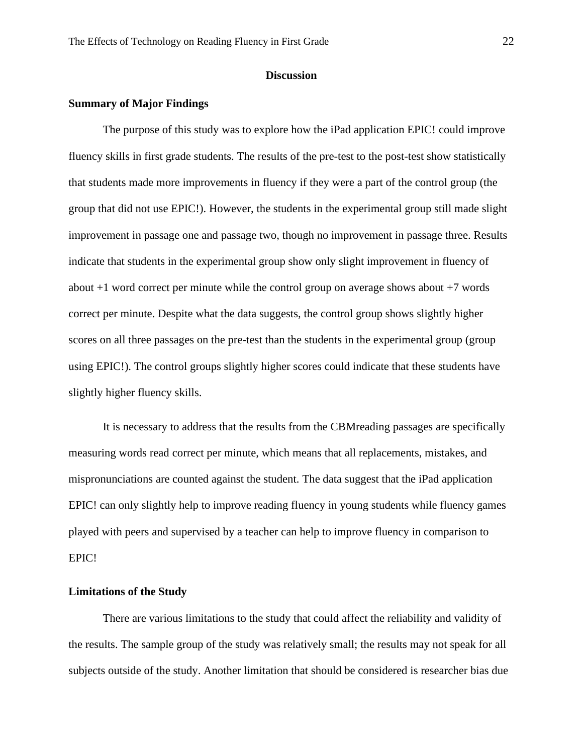## Discussion

### Summary of Major Findings

The purpose of this study was to explore how the iPad application EPIC! could improve fluency skills in first grade students. The results of the pre-test to the post-test show statistically that students made more improvements in fluency if they were a part of the control group (the group that did not use EPIC!). However, the students in the experimental group still made slight improvement in passage one and passage two, though no improvement in passage three. Results indicate that students in the experimental group show only slight improvement in fluency of about +1 word correct per minute while the control group on average shows about +7 words correct per minute. Despite what the data suggests, the control group shows slightly higher scores on all three passages on the pre-test than the students in the experimental group (group using EPIC!). The control groups slightly higher scores could indicate that these students have slightly higher fluency skills.

It is necessary to address that the results from the CBMreading passages are specifically measuring words read correct per minute, which means that all replacements, mistakes, and mispronunciations are counted against the student. The data suggest that the iPad application EPIC! can only slightly help to improve reading fluency in young students while fluency games played with peers and supervised by a teacher can help to improve fluency in comparison to EPIC!

### Limitations of the Study

There are various limitations to the study that could affect the reliability and validity of the results. The sample group of the study was relatively small; the results may not speak for all subjects outside of the study. Another limitation that should be considered is researcher bias due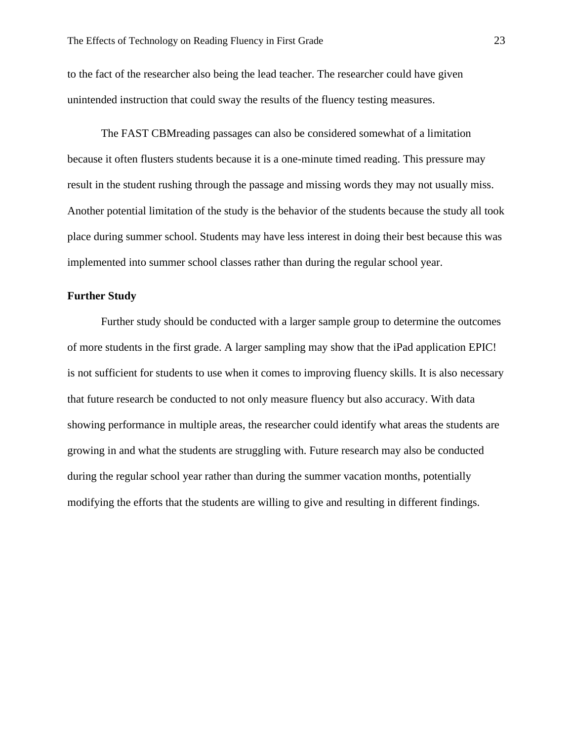to the fact of the researcher also being the lead teacher. The researcher could have given unintended instruction that could sway the results of the fluency testing measures.

The FAST CBMreading passages can also be considered somewhat of a limitation because it often flusters students because it is a one-minute timed reading. This pressure may result in the student rushing through the passage and missing words they may not usually miss. Another potential limitation of the study is the behavior of the students because the study all took place during summer school. Students may have less interest in doing their best because this was implemented into summer school classes rather than during the regular school year.

**Further Study**

Further study should be conducted with a larger sample group to determine the outcomes of more students in the first grade. A larger sampling may show that the iPad application EPIC! is not sufficient for students to use when it comes to improving fluency skills. It is also necessary that future research be conducted to not only measure fluency but also accuracy. With data showing performance in multiple areas, the researcher could identify what areas the students are growing in and what the students are struggling with. Future research may also be conducted during the regular school year rather than during the summer vacation months, potentially modifying the efforts that the students are willing to give and resulting in different findings.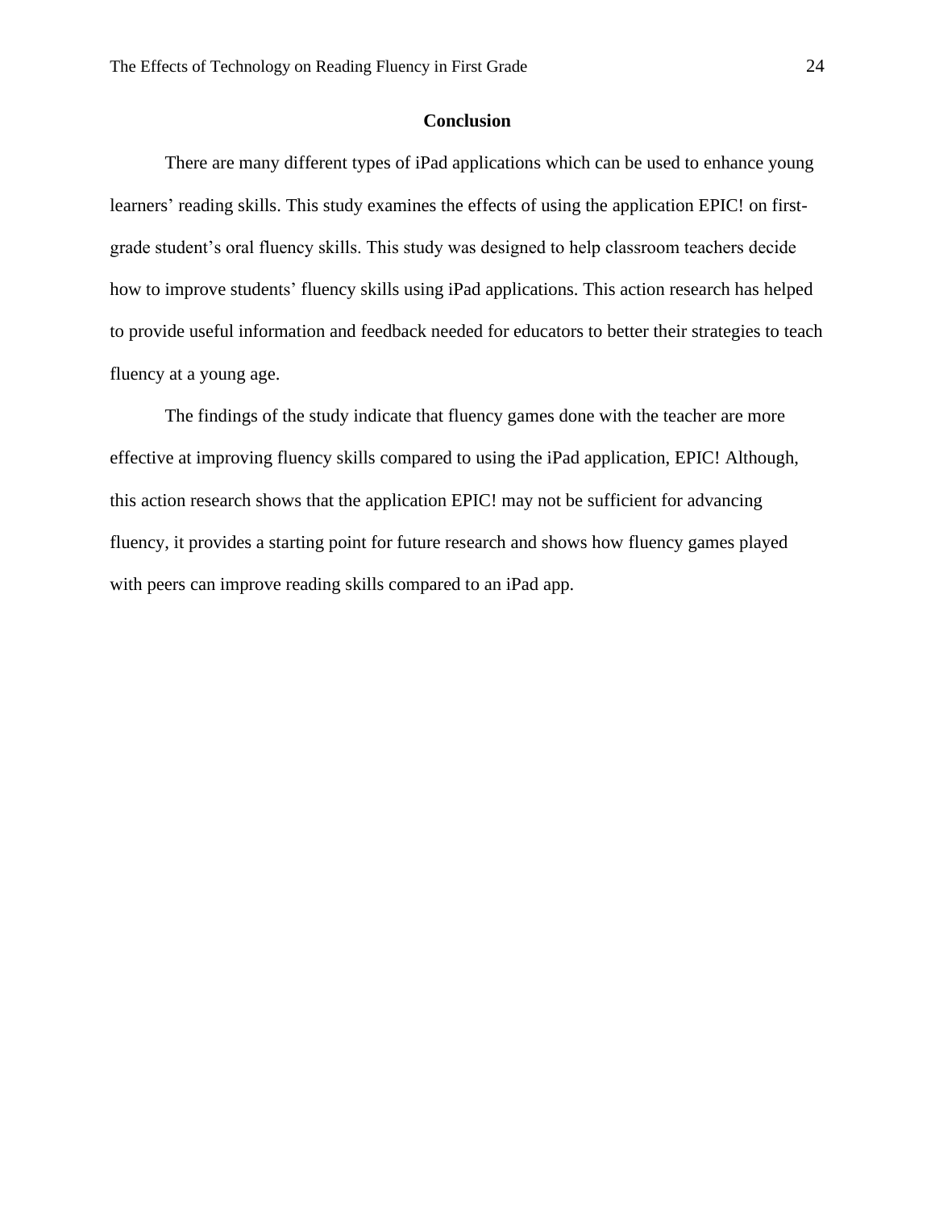## Conclusion

There are many different types of iPad applications which can be used to enhance young learners' reading skills. This study examines the effects of using the application EPIC! on first-grade student's oral fluency skills. This study was designed to help classroom teachers decide how to improve students' fluency skills using iPad applications. This action research has helped to provide useful information and feedback needed for educators to better their strategies to teach fluency at a young age.

The findings of the study indicate that fluency games done with the teacher are more effective at improving fluency skills compared to using the iPad application, EPIC! Although, this action research shows that the application EPIC! may not be sufficient for advancing fluency, it provides a starting point for future research and shows how fluency games played with peers can improve reading skills compared to an iPad app.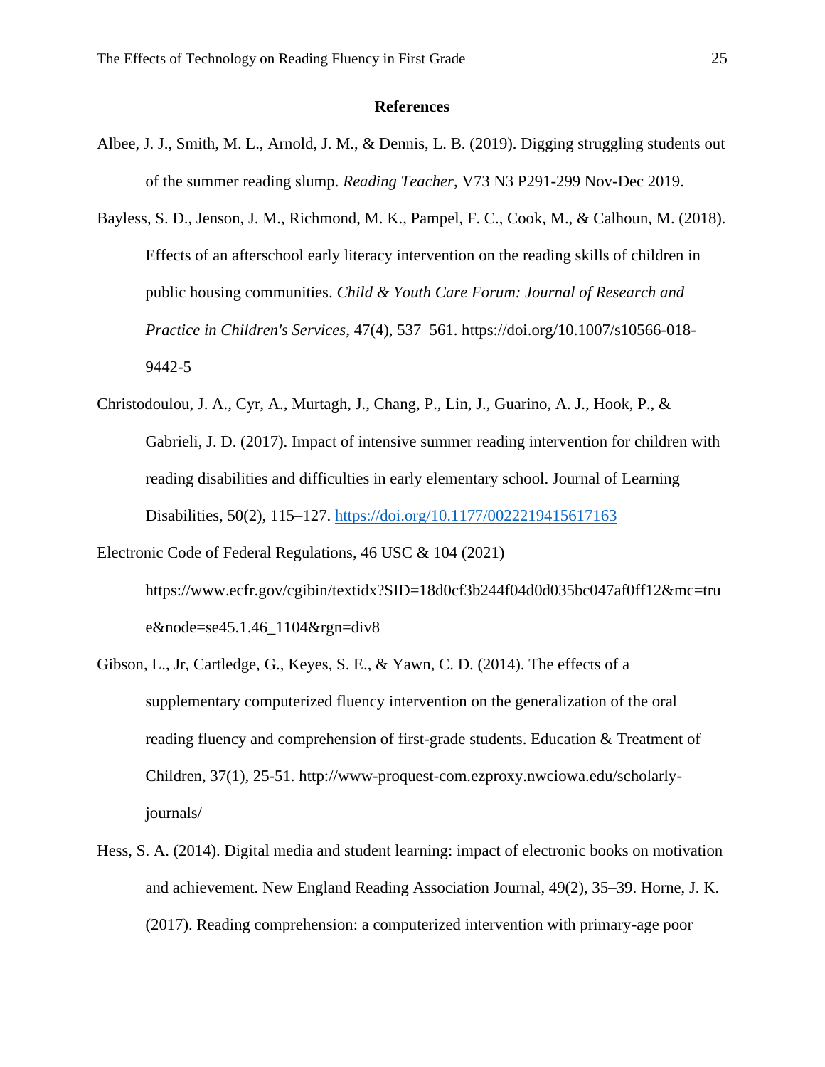## References

Albee, J. J., Smith, M. L., Arnold, J. M., & Dennis, L. B. (2019). Digging struggling students out of the summer reading slump. *Reading Teacher*, V73 N3 P291-299 Nov-Dec 2019.

Bayless, S. D., Jenson, J. M., Richmond, M. K., Pampel, F. C., Cook, M., & Calhoun, M. (2018). Effects of an afterschool early literacy intervention on the reading skills of children in public housing communities. *Child & Youth Care Forum: Journal of Research and Practice in Children's Services*, 47(4), 537–561. https://doi.org/10.1007/s10566-018-9442-5

Christodoulou, J. A., Cyr, A., Murtagh, J., Chang, P., Lin, J., Guarino, A. J., Hook, P., & Gabrieli, J. D. (2017). Impact of intensive summer reading intervention for children with reading disabilities and difficulties in early elementary school. Journal of Learning Disabilities, 50(2), 115–127. https://doi.org/10.1177/0022219415617163

Electronic Code of Federal Regulations, 46 USC & 104 (2021) https://www.ecfr.gov/cgibin/textidx?SID=18d0cf3b244f04d0d035bc047af0ff12&mc=true&node=se45.1.46_1104&rgn=div8

Gibson, L., Jr, Cartledge, G., Keyes, S. E., & Yawn, C. D. (2014). The effects of a supplementary computerized fluency intervention on the generalization of the oral reading fluency and comprehension of first-grade students. Education & Treatment of Children, 37(1), 25-51. http://www-proquest-com.ezproxy.nwciowa.edu/scholarly-journals/

Hess, S. A. (2014). Digital media and student learning: impact of electronic books on motivation and achievement. New England Reading Association Journal, 49(2), 35–39. Horne, J. K. (2017). Reading comprehension: a computerized intervention with primary-age poor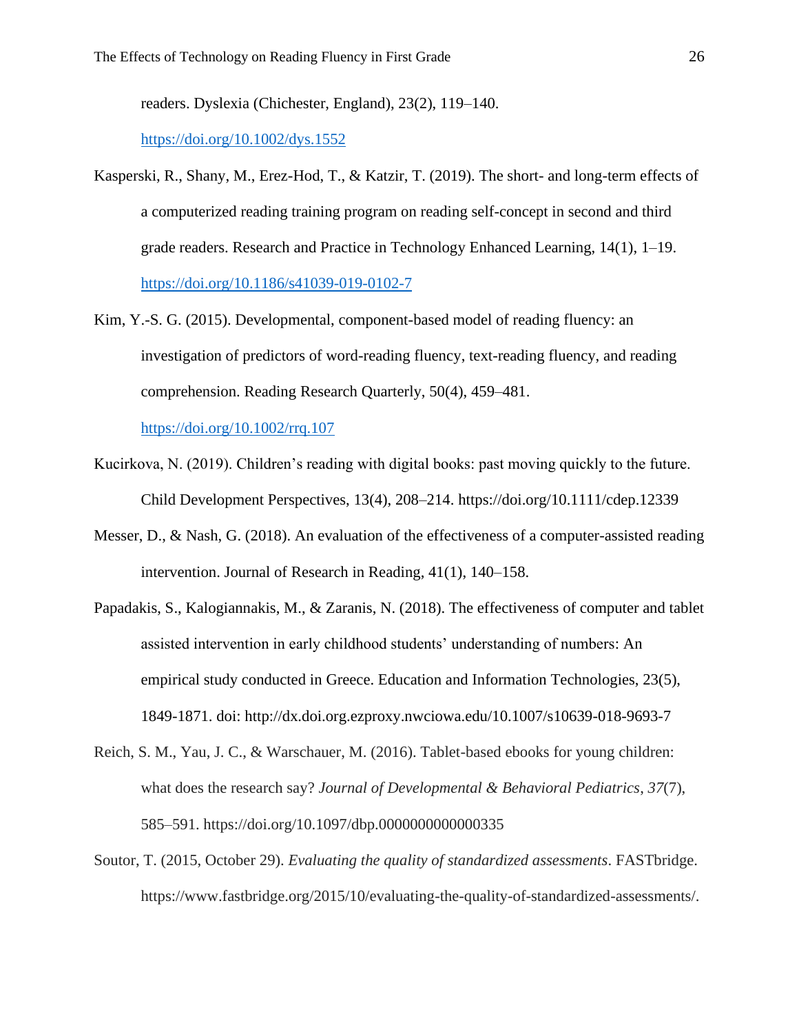readers. Dyslexia (Chichester, England), 23(2), 119–140. https://doi.org/10.1002/dys.1552

Kasperski, R., Shany, M., Erez-Hod, T., & Katzir, T. (2019). The short- and long-term effects of a computerized reading training program on reading self-concept in second and third grade readers. Research and Practice in Technology Enhanced Learning, 14(1), 1–19. https://doi.org/10.1186/s41039-019-0102-7

Kim, Y.-S. G. (2015). Developmental, component-based model of reading fluency: an investigation of predictors of word-reading fluency, text-reading fluency, and reading comprehension. Reading Research Quarterly, 50(4), 459–481. https://doi.org/10.1002/rrq.107

Kucirkova, N. (2019). Children's reading with digital books: past moving quickly to the future. Child Development Perspectives, 13(4), 208–214. https://doi.org/10.1111/cdep.12339

Messer, D., & Nash, G. (2018). An evaluation of the effectiveness of a computer-assisted reading intervention. Journal of Research in Reading, 41(1), 140–158.

Papadakis, S., Kalogiannakis, M., & Zaranis, N. (2018). The effectiveness of computer and tablet assisted intervention in early childhood students' understanding of numbers: An empirical study conducted in Greece. Education and Information Technologies, 23(5), 1849-1871. doi: http://dx.doi.org.ezproxy.nwciowa.edu/10.1007/s10639-018-9693-7

Reich, S. M., Yau, J. C., & Warschauer, M. (2016). Tablet-based ebooks for young children: what does the research say? *Journal of Developmental & Behavioral Pediatrics*, *37*(7), 585–591. https://doi.org/10.1097/dbp.0000000000000335

Soutor, T. (2015, October 29). *Evaluating the quality of standardized assessments*. FASTbridge. https://www.fastbridge.org/2015/10/evaluating-the-quality-of-standardized-assessments/.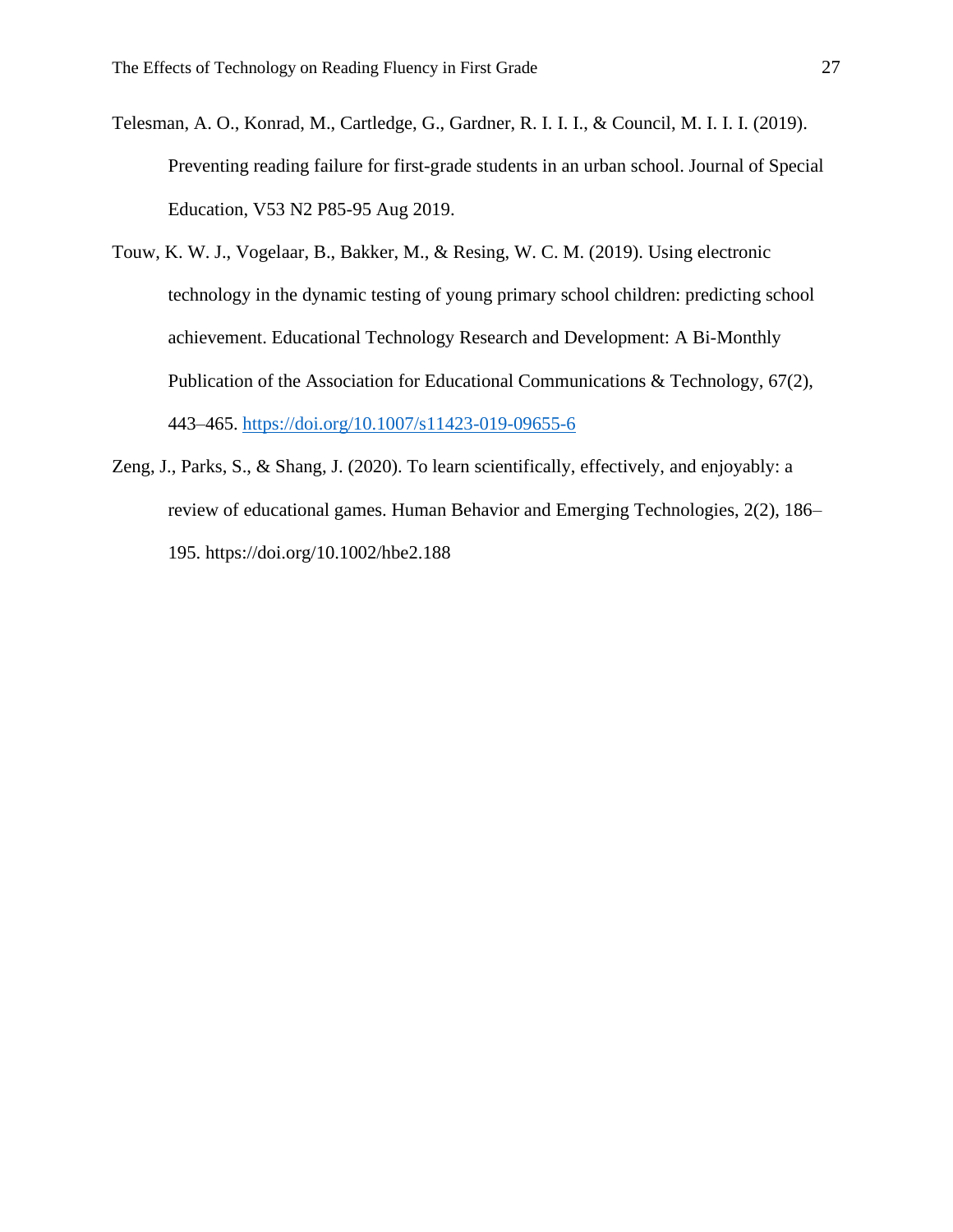Telesman, A. O., Konrad, M., Cartledge, G., Gardner, R. I. I. I., & Council, M. I. I. I. (2019). Preventing reading failure for first-grade students in an urban school. Journal of Special Education, V53 N2 P85-95 Aug 2019.

Touw, K. W. J., Vogelaar, B., Bakker, M., & Resing, W. C. M. (2019). Using electronic technology in the dynamic testing of young primary school children: predicting school achievement. Educational Technology Research and Development: A Bi-Monthly Publication of the Association for Educational Communications & Technology, 67(2), 443–465. https://doi.org/10.1007/s11423-019-09655-6

Zeng, J., Parks, S., & Shang, J. (2020). To learn scientifically, effectively, and enjoyably: a review of educational games. Human Behavior and Emerging Technologies, 2(2), 186–195. https://doi.org/10.1002/hbe2.188